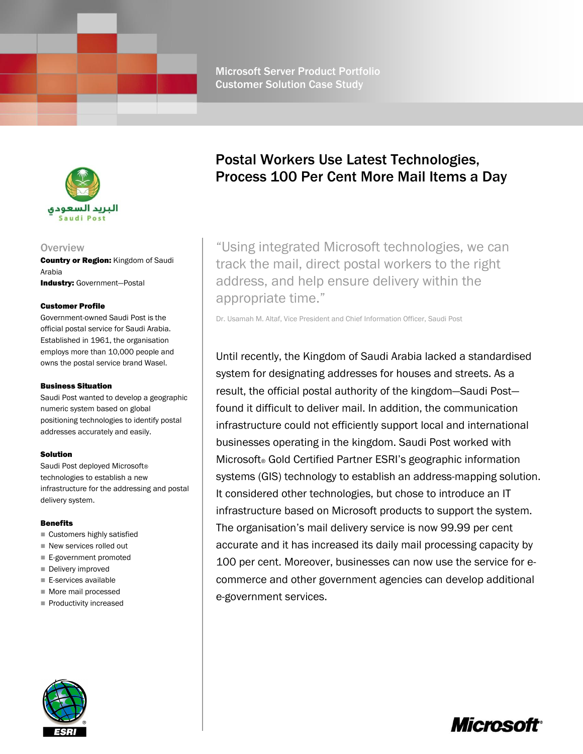Microsoft Server Product Portfolio
Customer Solution Case Study

البريد السعودي
Saudi Post

# Postal Workers Use Latest Technologies, Process 100 Per Cent More Mail Items a Day

## Overview

**Country or Region:** Kingdom of Saudi Arabia
**Industry:** Government—Postal

### Customer Profile

Government-owned Saudi Post is the official postal service for Saudi Arabia. Established in 1961, the organisation employs more than 10,000 people and owns the postal service brand Wasel.

### Business Situation

Saudi Post wanted to develop a geographic numeric system based on global positioning technologies to identify postal addresses accurately and easily.

### Solution

Saudi Post deployed Microsoft® technologies to establish a new infrastructure for the addressing and postal delivery system.

### Benefits

- Customers highly satisfied
- New services rolled out
- E-government promoted
- Delivery improved
- E-services available
- More mail processed
- Productivity increased

> "Using integrated Microsoft technologies, we can track the mail, direct postal workers to the right address, and help ensure delivery within the appropriate time."
>
> Dr. Usamah M. Altaf, Vice President and Chief Information Officer, Saudi Post

Until recently, the Kingdom of Saudi Arabia lacked a standardised system for designating addresses for houses and streets. As a result, the official postal authority of the kingdom—Saudi Post—found it difficult to deliver mail. In addition, the communication infrastructure could not efficiently support local and international businesses operating in the kingdom. Saudi Post worked with Microsoft® Gold Certified Partner ESRI's geographic information systems (GIS) technology to establish an address-mapping solution. It considered other technologies, but chose to introduce an IT infrastructure based on Microsoft products to support the system. The organisation's mail delivery service is now 99.99 per cent accurate and it has increased its daily mail processing capacity by 100 per cent. Moreover, businesses can now use the service for e-commerce and other government agencies can develop additional e-government services.

ESRI

Microsoft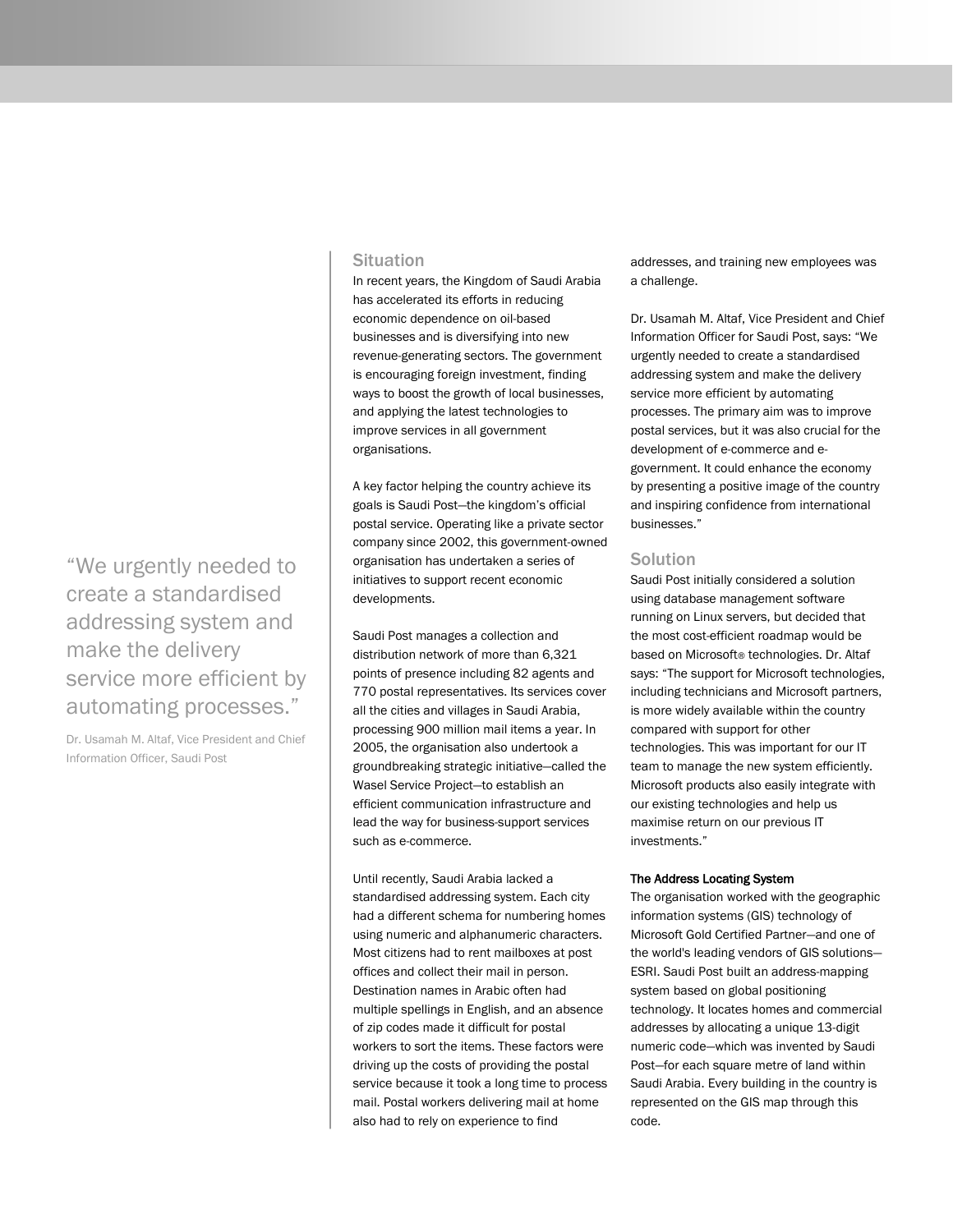> "We urgently needed to create a standardised addressing system and make the delivery service more efficient by automating processes."
>
> Dr. Usamah M. Altaf, Vice President and Chief Information Officer, Saudi Post

## Situation

In recent years, the Kingdom of Saudi Arabia has accelerated its efforts in reducing economic dependence on oil-based businesses and is diversifying into new revenue-generating sectors. The government is encouraging foreign investment, finding ways to boost the growth of local businesses, and applying the latest technologies to improve services in all government organisations.

A key factor helping the country achieve its goals is Saudi Post—the kingdom's official postal service. Operating like a private sector company since 2002, this government-owned organisation has undertaken a series of initiatives to support recent economic developments.

Saudi Post manages a collection and distribution network of more than 6,321 points of presence including 82 agents and 770 postal representatives. Its services cover all the cities and villages in Saudi Arabia, processing 900 million mail items a year. In 2005, the organisation also undertook a groundbreaking strategic initiative—called the Wasel Service Project—to establish an efficient communication infrastructure and lead the way for business-support services such as e-commerce.

Until recently, Saudi Arabia lacked a standardised addressing system. Each city had a different schema for numbering homes using numeric and alphanumeric characters. Most citizens had to rent mailboxes at post offices and collect their mail in person. Destination names in Arabic often had multiple spellings in English, and an absence of zip codes made it difficult for postal workers to sort the items. These factors were driving up the costs of providing the postal service because it took a long time to process mail. Postal workers delivering mail at home also had to rely on experience to find addresses, and training new employees was a challenge.

Dr. Usamah M. Altaf, Vice President and Chief Information Officer for Saudi Post, says: "We urgently needed to create a standardised addressing system and make the delivery service more efficient by automating processes. The primary aim was to improve postal services, but it was also crucial for the development of e-commerce and e-government. It could enhance the economy by presenting a positive image of the country and inspiring confidence from international businesses."

## Solution

Saudi Post initially considered a solution using database management software running on Linux servers, but decided that the most cost-efficient roadmap would be based on Microsoft® technologies. Dr. Altaf says: "The support for Microsoft technologies, including technicians and Microsoft partners, is more widely available within the country compared with support for other technologies. This was important for our IT team to manage the new system efficiently. Microsoft products also easily integrate with our existing technologies and help us maximise return on our previous IT investments."

### The Address Locating System

The organisation worked with the geographic information systems (GIS) technology of Microsoft Gold Certified Partner—and one of the world's leading vendors of GIS solutions—ESRI. Saudi Post built an address-mapping system based on global positioning technology. It locates homes and commercial addresses by allocating a unique 13-digit numeric code—which was invented by Saudi Post—for each square metre of land within Saudi Arabia. Every building in the country is represented on the GIS map through this code.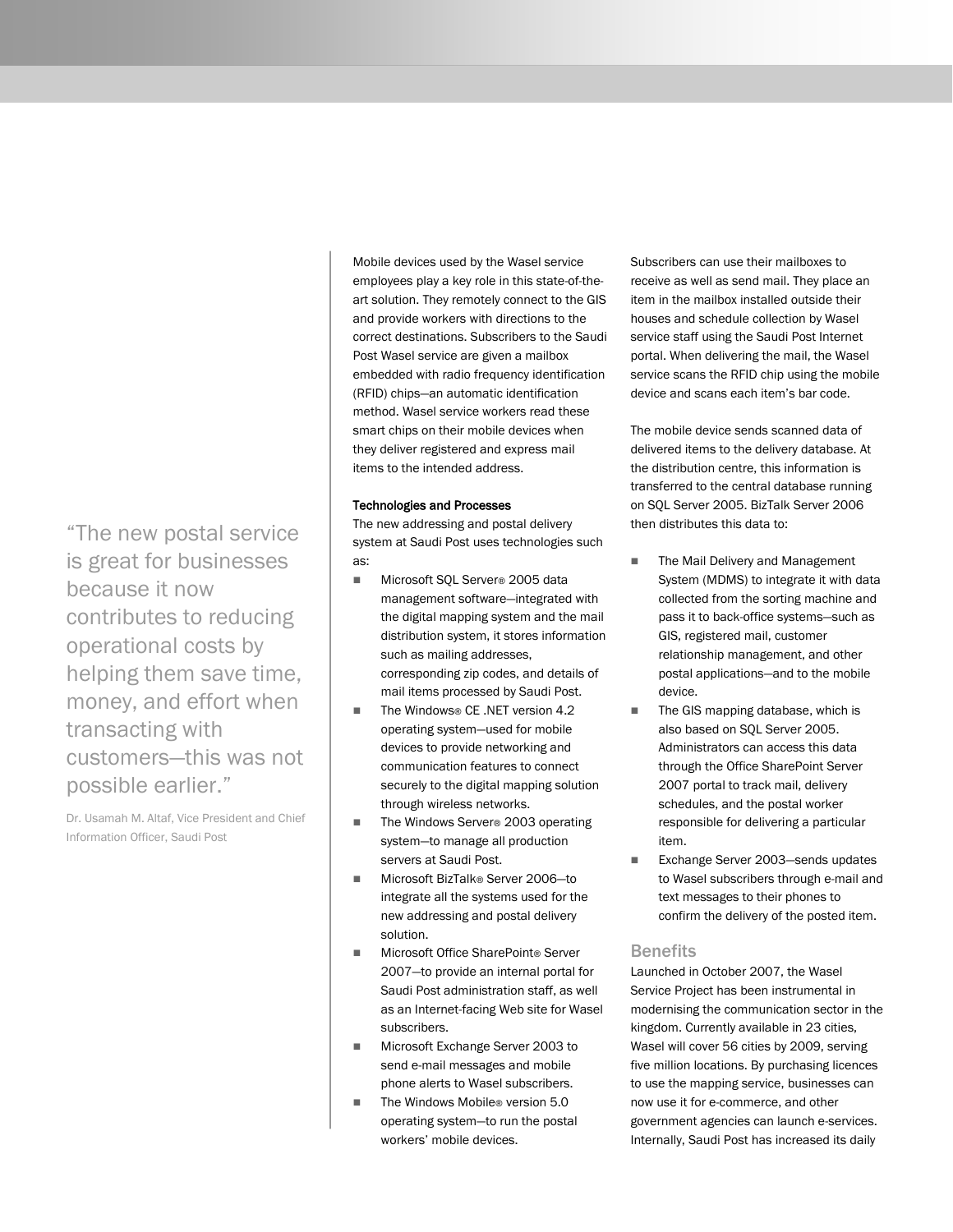> "The new postal service is great for businesses because it now contributes to reducing operational costs by helping them save time, money, and effort when transacting with customers—this was not possible earlier."
>
> Dr. Usamah M. Altaf, Vice President and Chief Information Officer, Saudi Post

Mobile devices used by the Wasel service employees play a key role in this state-of-the-art solution. They remotely connect to the GIS and provide workers with directions to the correct destinations. Subscribers to the Saudi Post Wasel service are given a mailbox embedded with radio frequency identification (RFID) chips—an automatic identification method. Wasel service workers read these smart chips on their mobile devices when they deliver registered and express mail items to the intended address.

**Technologies and Processes**

The new addressing and postal delivery system at Saudi Post uses technologies such as:

- Microsoft SQL Server® 2005 data management software—integrated with the digital mapping system and the mail distribution system, it stores information such as mailing addresses, corresponding zip codes, and details of mail items processed by Saudi Post.
- The Windows® CE .NET version 4.2 operating system—used for mobile devices to provide networking and communication features to connect securely to the digital mapping solution through wireless networks.
- The Windows Server® 2003 operating system—to manage all production servers at Saudi Post.
- Microsoft BizTalk® Server 2006—to integrate all the systems used for the new addressing and postal delivery solution.
- Microsoft Office SharePoint® Server 2007—to provide an internal portal for Saudi Post administration staff, as well as an Internet-facing Web site for Wasel subscribers.
- Microsoft Exchange Server 2003 to send e-mail messages and mobile phone alerts to Wasel subscribers.
- The Windows Mobile® version 5.0 operating system—to run the postal workers' mobile devices.

Subscribers can use their mailboxes to receive as well as send mail. They place an item in the mailbox installed outside their houses and schedule collection by Wasel service staff using the Saudi Post Internet portal. When delivering the mail, the Wasel service scans the RFID chip using the mobile device and scans each item's bar code.

The mobile device sends scanned data of delivered items to the delivery database. At the distribution centre, this information is transferred to the central database running on SQL Server 2005. BizTalk Server 2006 then distributes this data to:

- The Mail Delivery and Management System (MDMS) to integrate it with data collected from the sorting machine and pass it to back-office systems—such as GIS, registered mail, customer relationship management, and other postal applications—and to the mobile device.
- The GIS mapping database, which is also based on SQL Server 2005. Administrators can access this data through the Office SharePoint Server 2007 portal to track mail, delivery schedules, and the postal worker responsible for delivering a particular item.
- Exchange Server 2003—sends updates to Wasel subscribers through e-mail and text messages to their phones to confirm the delivery of the posted item.

## Benefits

Launched in October 2007, the Wasel Service Project has been instrumental in modernising the communication sector in the kingdom. Currently available in 23 cities, Wasel will cover 56 cities by 2009, serving five million locations. By purchasing licences to use the mapping service, businesses can now use it for e-commerce, and other government agencies can launch e-services. Internally, Saudi Post has increased its daily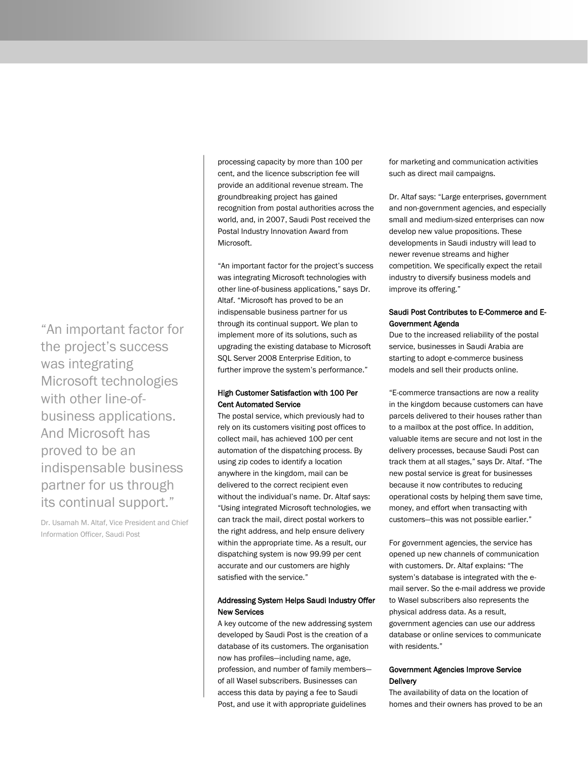> "An important factor for the project's success was integrating Microsoft technologies with other line-of-business applications. And Microsoft has proved to be an indispensable business partner for us through its continual support."
>
> Dr. Usamah M. Altaf, Vice President and Chief Information Officer, Saudi Post

processing capacity by more than 100 per cent, and the licence subscription fee will provide an additional revenue stream. The groundbreaking project has gained recognition from postal authorities across the world, and, in 2007, Saudi Post received the Postal Industry Innovation Award from Microsoft.

"An important factor for the project's success was integrating Microsoft technologies with other line-of-business applications," says Dr. Altaf. "Microsoft has proved to be an indispensable business partner for us through its continual support. We plan to implement more of its solutions, such as upgrading the existing database to Microsoft SQL Server 2008 Enterprise Edition, to further improve the system's performance."

### High Customer Satisfaction with 100 Per Cent Automated Service

The postal service, which previously had to rely on its customers visiting post offices to collect mail, has achieved 100 per cent automation of the dispatching process. By using zip codes to identify a location anywhere in the kingdom, mail can be delivered to the correct recipient even without the individual's name. Dr. Altaf says: "Using integrated Microsoft technologies, we can track the mail, direct postal workers to the right address, and help ensure delivery within the appropriate time. As a result, our dispatching system is now 99.99 per cent accurate and our customers are highly satisfied with the service."

### Addressing System Helps Saudi Industry Offer New Services

A key outcome of the new addressing system developed by Saudi Post is the creation of a database of its customers. The organisation now has profiles—including name, age, profession, and number of family members—of all Wasel subscribers. Businesses can access this data by paying a fee to Saudi Post, and use it with appropriate guidelines for marketing and communication activities such as direct mail campaigns.

Dr. Altaf says: "Large enterprises, government and non-government agencies, and especially small and medium-sized enterprises can now develop new value propositions. These developments in Saudi industry will lead to newer revenue streams and higher competition. We specifically expect the retail industry to diversify business models and improve its offering."

### Saudi Post Contributes to E-Commerce and E-Government Agenda

Due to the increased reliability of the postal service, businesses in Saudi Arabia are starting to adopt e-commerce business models and sell their products online.

"E-commerce transactions are now a reality in the kingdom because customers can have parcels delivered to their houses rather than to a mailbox at the post office. In addition, valuable items are secure and not lost in the delivery processes, because Saudi Post can track them at all stages," says Dr. Altaf. "The new postal service is great for businesses because it now contributes to reducing operational costs by helping them save time, money, and effort when transacting with customers—this was not possible earlier."

For government agencies, the service has opened up new channels of communication with customers. Dr. Altaf explains: "The system's database is integrated with the e-mail server. So the e-mail address we provide to Wasel subscribers also represents the physical address data. As a result, government agencies can use our address database or online services to communicate with residents."

### Government Agencies Improve Service Delivery

The availability of data on the location of homes and their owners has proved to be an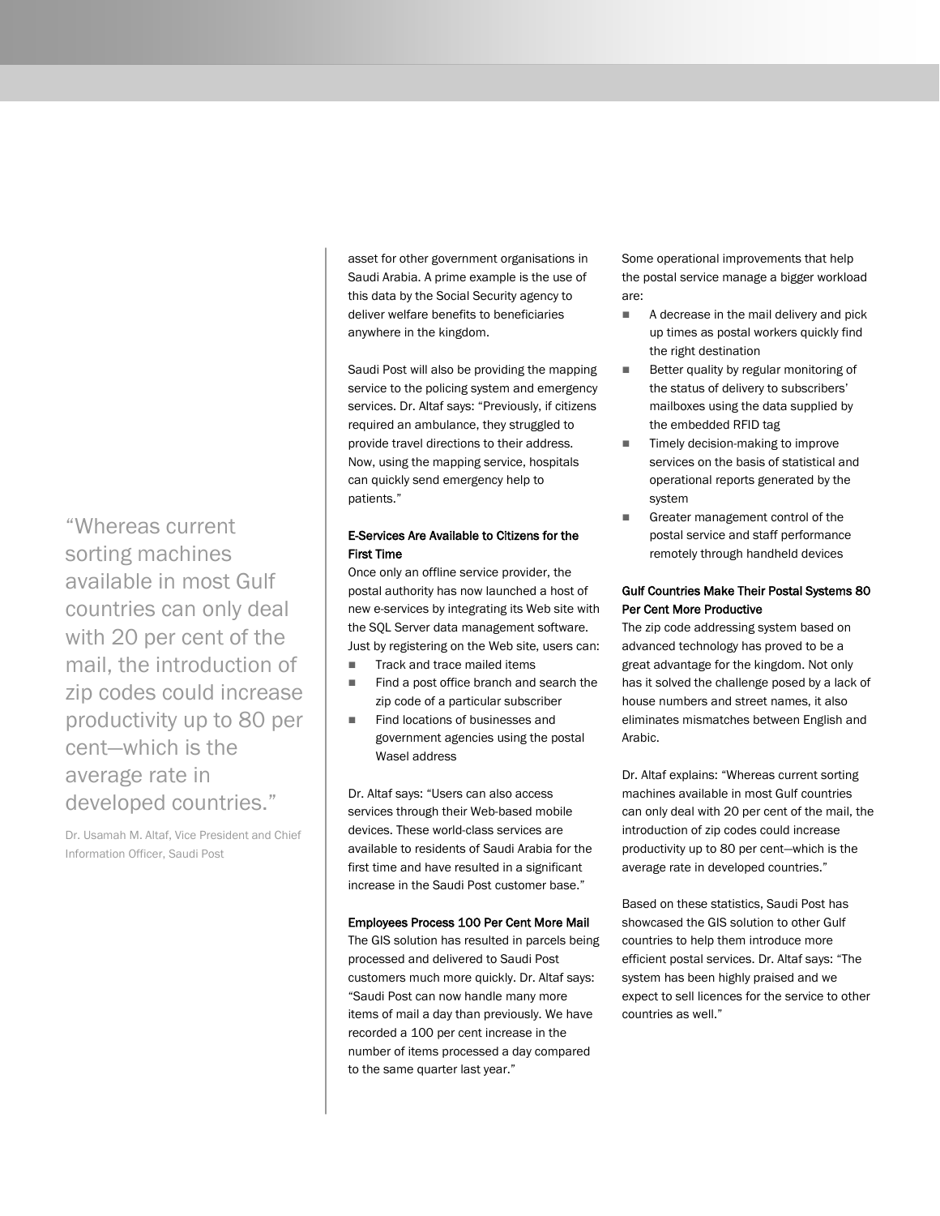> "Whereas current sorting machines available in most Gulf countries can only deal with 20 per cent of the mail, the introduction of zip codes could increase productivity up to 80 per cent—which is the average rate in developed countries."
>
> Dr. Usamah M. Altaf, Vice President and Chief Information Officer, Saudi Post

asset for other government organisations in Saudi Arabia. A prime example is the use of this data by the Social Security agency to deliver welfare benefits to beneficiaries anywhere in the kingdom.

Saudi Post will also be providing the mapping service to the policing system and emergency services. Dr. Altaf says: "Previously, if citizens required an ambulance, they struggled to provide travel directions to their address. Now, using the mapping service, hospitals can quickly send emergency help to patients."

**E-Services Are Available to Citizens for the First Time**

Once only an offline service provider, the postal authority has now launched a host of new e-services by integrating its Web site with the SQL Server data management software. Just by registering on the Web site, users can:

- Track and trace mailed items
- Find a post office branch and search the zip code of a particular subscriber
- Find locations of businesses and government agencies using the postal Wasel address

Dr. Altaf says: "Users can also access services through their Web-based mobile devices. These world-class services are available to residents of Saudi Arabia for the first time and have resulted in a significant increase in the Saudi Post customer base."

**Employees Process 100 Per Cent More Mail**

The GIS solution has resulted in parcels being processed and delivered to Saudi Post customers much more quickly. Dr. Altaf says: "Saudi Post can now handle many more items of mail a day than previously. We have recorded a 100 per cent increase in the number of items processed a day compared to the same quarter last year."

Some operational improvements that help the postal service manage a bigger workload are:

- A decrease in the mail delivery and pick up times as postal workers quickly find the right destination
- Better quality by regular monitoring of the status of delivery to subscribers' mailboxes using the data supplied by the embedded RFID tag
- Timely decision-making to improve services on the basis of statistical and operational reports generated by the system
- Greater management control of the postal service and staff performance remotely through handheld devices

**Gulf Countries Make Their Postal Systems 80 Per Cent More Productive**

The zip code addressing system based on advanced technology has proved to be a great advantage for the kingdom. Not only has it solved the challenge posed by a lack of house numbers and street names, it also eliminates mismatches between English and Arabic.

Dr. Altaf explains: "Whereas current sorting machines available in most Gulf countries can only deal with 20 per cent of the mail, the introduction of zip codes could increase productivity up to 80 per cent—which is the average rate in developed countries."

Based on these statistics, Saudi Post has showcased the GIS solution to other Gulf countries to help them introduce more efficient postal services. Dr. Altaf says: "The system has been highly praised and we expect to sell licences for the service to other countries as well."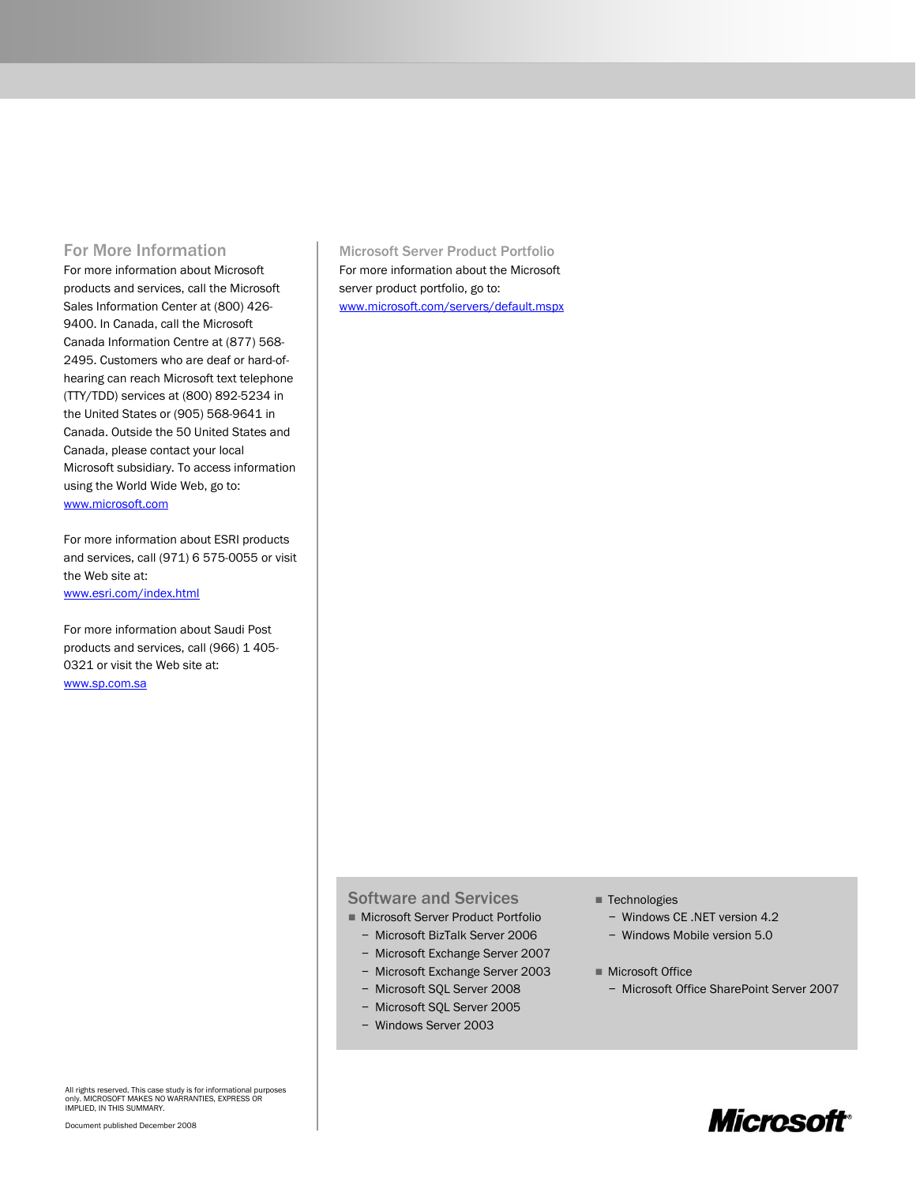## For More Information

For more information about Microsoft products and services, call the Microsoft Sales Information Center at (800) 426-9400. In Canada, call the Microsoft Canada Information Centre at (877) 568-2495. Customers who are deaf or hard-of-hearing can reach Microsoft text telephone (TTY/TDD) services at (800) 892-5234 in the United States or (905) 568-9641 in Canada. Outside the 50 United States and Canada, please contact your local Microsoft subsidiary. To access information using the World Wide Web, go to: www.microsoft.com

For more information about ESRI products and services, call (971) 6 575-0055 or visit the Web site at: www.esri.com/index.html

For more information about Saudi Post products and services, call (966) 1 405-0321 or visit the Web site at: www.sp.com.sa

## Microsoft Server Product Portfolio

For more information about the Microsoft server product portfolio, go to: www.microsoft.com/servers/default.mspx

## Software and Services

- Microsoft Server Product Portfolio
  - Microsoft BizTalk Server 2006
  - Microsoft Exchange Server 2007
  - Microsoft Exchange Server 2003
  - Microsoft SQL Server 2008
  - Microsoft SQL Server 2005
  - Windows Server 2003
- Technologies
  - Windows CE .NET version 4.2
  - Windows Mobile version 5.0
- Microsoft Office
  - Microsoft Office SharePoint Server 2007

All rights reserved. This case study is for informational purposes only. MICROSOFT MAKES NO WARRANTIES, EXPRESS OR IMPLIED, IN THIS SUMMARY.

Document published December 2008

Microsoft®